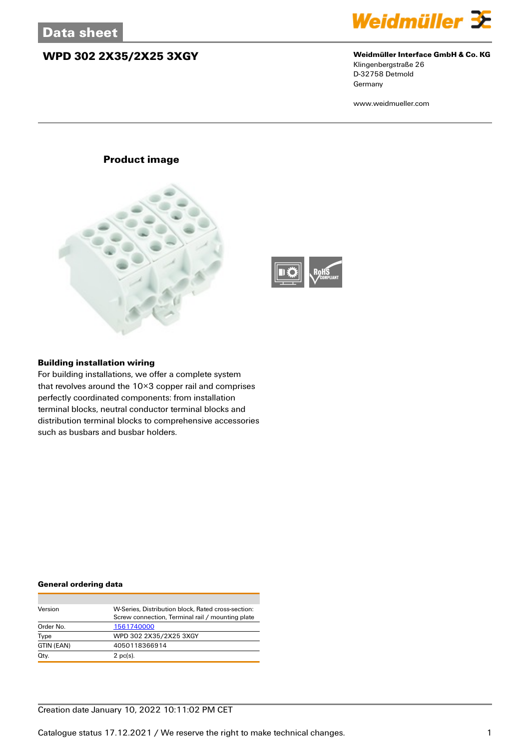# Data sheet

## WPD 302 2X35/2X25 3XGY

**Weidmüller Interface GmbH & Co. KG**
Klingenbergstraße 26
D-32758 Detmold
Germany

www.weidmueller.com

### Product image

### Building installation wiring

For building installations, we offer a complete system that revolves around the 10×3 copper rail and comprises perfectly coordinated components: from installation terminal blocks, neutral conductor terminal blocks and distribution terminal blocks to comprehensive accessories such as busbars and busbar holders.

### General ordering data

| | |
|---|---|
| Version | W-Series, Distribution block, Rated cross-section: Screw connection, Terminal rail / mounting plate |
| Order No. | 1561740000 |
| Type | WPD 302 2X35/2X25 3XGY |
| GTIN (EAN) | 4050118366914 |
| Qty. | 2 pc(s). |

Creation date January 10, 2022 10:11:02 PM CET

Catalogue status 17.12.2021 / We reserve the right to make technical changes.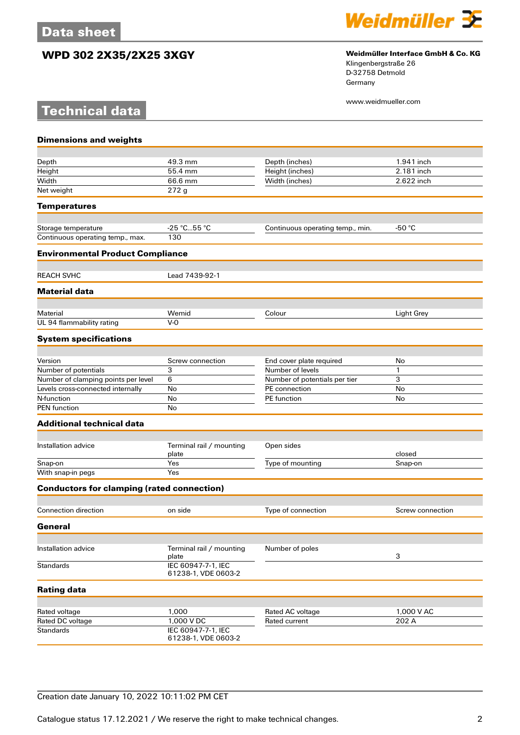# Data sheet

## WPD 302 2X35/2X25 3XGY

**Weidmüller Interface GmbH & Co. KG**
Klingenbergstraße 26
D-32758 Detmold
Germany

www.weidmueller.com

# Technical data

### Dimensions and weights

| | | | |
|---|---|---|---|
| Depth | 49.3 mm | Depth (inches) | 1.941 inch |
| Height | 55.4 mm | Height (inches) | 2.181 inch |
| Width | 66.6 mm | Width (inches) | 2.622 inch |
| Net weight | 272 g | | |

### Temperatures

| | | | |
|---|---|---|---|
| Storage temperature | -25 °C...55 °C | Continuous operating temp., min. | -50 °C |
| Continuous operating temp., max. | 130 | | |

### Environmental Product Compliance

| | |
|---|---|
| REACH SVHC | Lead 7439-92-1 |

### Material data

| | | | |
|---|---|---|---|
| Material | Wemid | Colour | Light Grey |
| UL 94 flammability rating | V-0 | | |

### System specifications

| | | | |
|---|---|---|---|
| Version | Screw connection | End cover plate required | No |
| Number of potentials | 3 | Number of levels | 1 |
| Number of clamping points per level | 6 | Number of potentials per tier | 3 |
| Levels cross-connected internally | No | PE connection | No |
| N-function | No | PE function | No |
| PEN function | No | | |

### Additional technical data

| | | | |
|---|---|---|---|
| Installation advice | Terminal rail / mounting plate | Open sides | closed |
| Snap-on | Yes | Type of mounting | Snap-on |
| With snap-in pegs | Yes | | |

### Conductors for clamping (rated connection)

| | | | |
|---|---|---|---|
| Connection direction | on side | Type of connection | Screw connection |

### General

| | | | |
|---|---|---|---|
| Installation advice | Terminal rail / mounting plate | Number of poles | 3 |
| Standards | IEC 60947-7-1, IEC 61238-1, VDE 0603-2 | | |

### Rating data

| | | | |
|---|---|---|---|
| Rated voltage | 1,000 | Rated AC voltage | 1,000 V AC |
| Rated DC voltage | 1,000 V DC | Rated current | 202 A |
| Standards | IEC 60947-7-1, IEC 61238-1, VDE 0603-2 | | |

Creation date January 10, 2022 10:11:02 PM CET

Catalogue status 17.12.2021 / We reserve the right to make technical changes.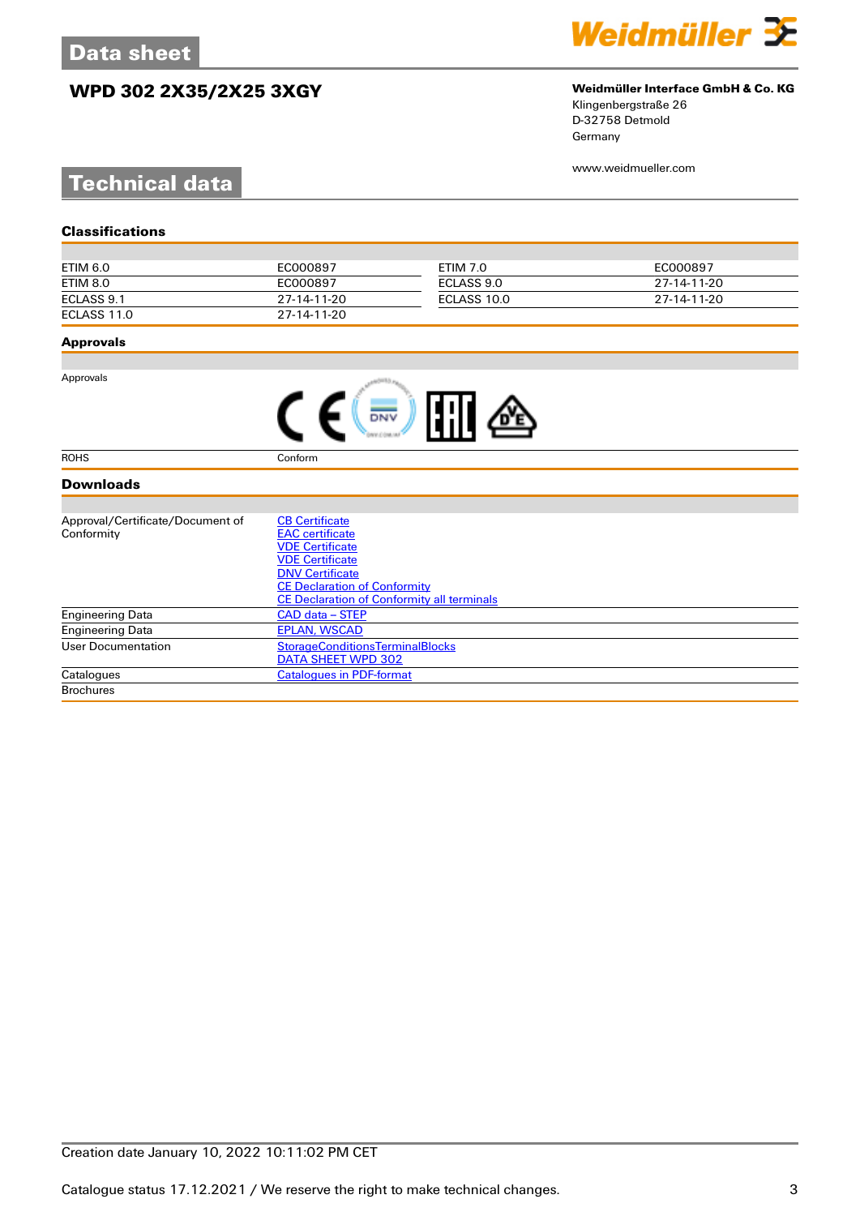# Data sheet

## WPD 302 2X35/2X25 3XGY

**Weidmüller Interface GmbH & Co. KG**
Klingenbergstraße 26
D-32758 Detmold
Germany

www.weidmueller.com

# Technical data

### Classifications

| | | | |
|---|---|---|---|
| ETIM 6.0 | EC000897 | ETIM 7.0 | EC000897 |
| ETIM 8.0 | EC000897 | ECLASS 9.0 | 27-14-11-20 |
| ECLASS 9.1 | 27-14-11-20 | ECLASS 10.0 | 27-14-11-20 |
| ECLASS 11.0 | 27-14-11-20 | | |

### Approvals

| | |
|---|---|
| Approvals | |
| ROHS | Conform |

### Downloads

| | |
|---|---|
| Approval/Certificate/Document of Conformity | CB Certificate<br>EAC certificate<br>VDE Certificate<br>VDE Certificate<br>DNV Certificate<br>CE Declaration of Conformity<br>CE Declaration of Conformity all terminals |
| Engineering Data | CAD data – STEP |
| Engineering Data | EPLAN, WSCAD |
| User Documentation | StorageConditionsTerminalBlocks<br>DATA SHEET WPD 302 |
| Catalogues | Catalogues in PDF-format |
| Brochures | |

Creation date January 10, 2022 10:11:02 PM CET

Catalogue status 17.12.2021 / We reserve the right to make technical changes.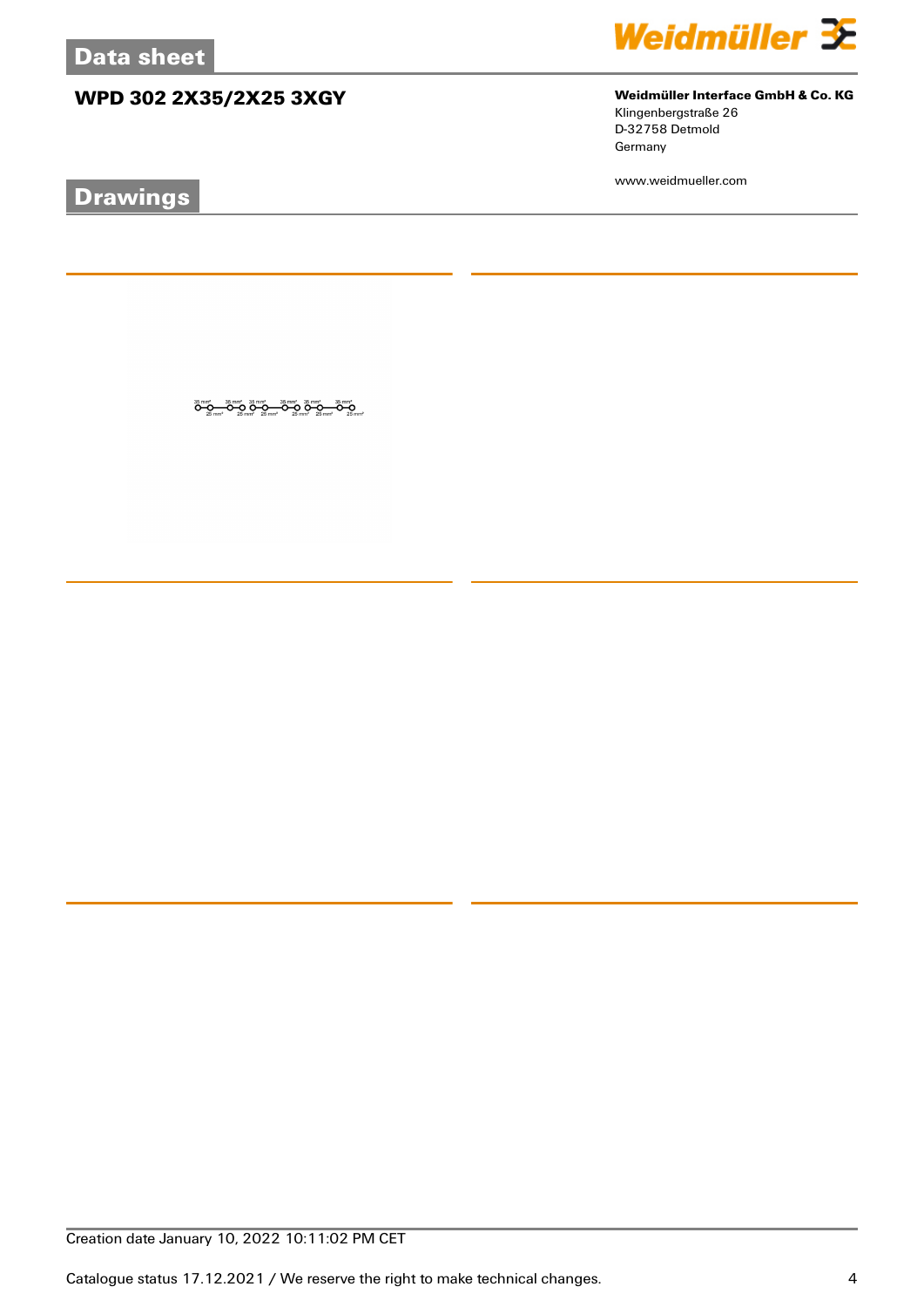## Data sheet

# WPD 302 2X35/2X25 3XGY

**Weidmüller Interface GmbH & Co. KG**
Klingenbergstraße 26
D-32758 Detmold
Germany

www.weidmueller.com

## Drawings

Creation date January 10, 2022 10:11:02 PM CET

Catalogue status 17.12.2021 / We reserve the right to make technical changes.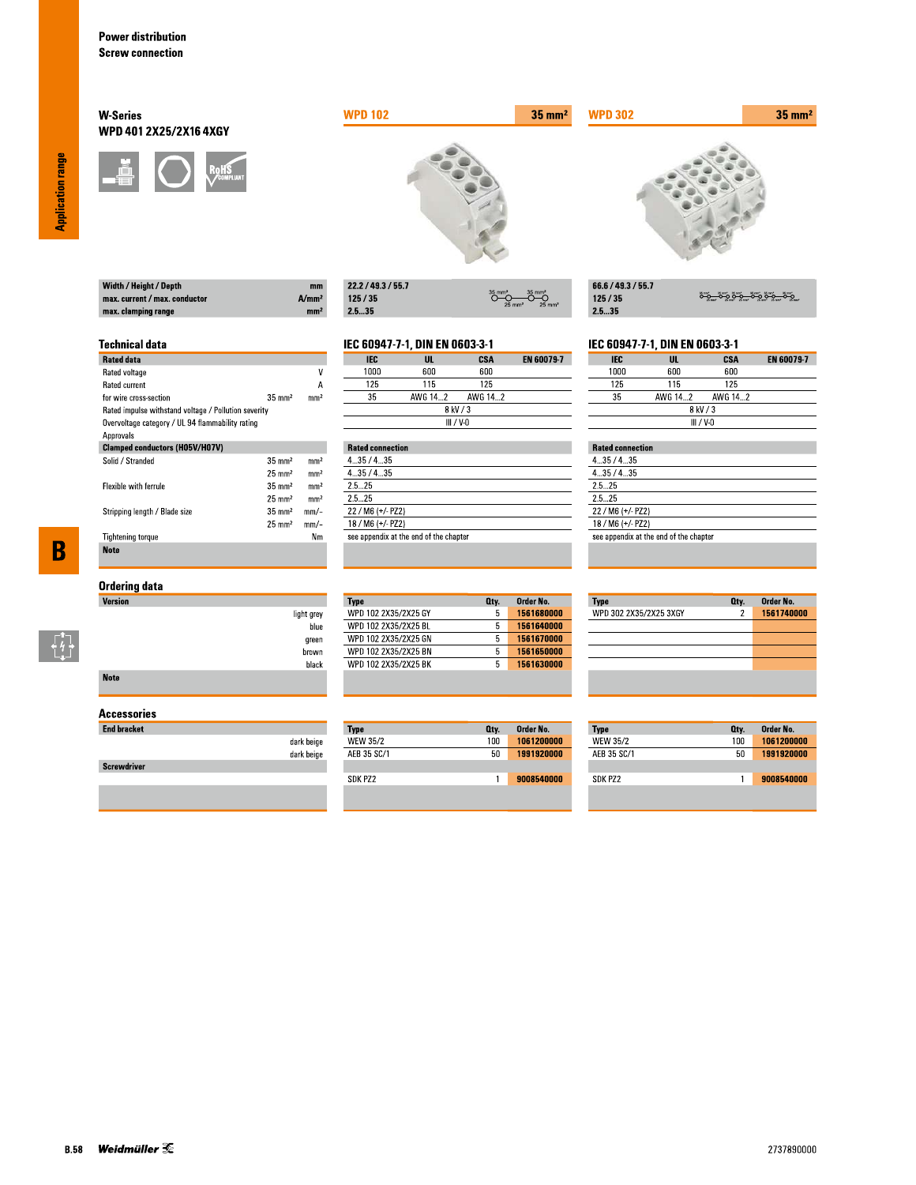Power distribution
Screw connection

## W-Series
### WPD 401 2X25/2X16 4XGY

| | | WPD 102 — 35 mm² | WPD 302 — 35 mm² |
|---|---|---|---|
| Width / Height / Depth | mm | 22.2 / 49.3 / 55.7 | 66.6 / 49.3 / 55.7 |
| max. current / max. conductor | A/mm² | 125 / 35 | 125 / 35 |
| max. clamping range | mm² | 2.5...35 | 2.5...35 |

## Technical data

**WPD 102:** IEC 60947-7-1, DIN EN 0603-3-1

| Rated data | | | IEC | UL | CSA | EN 60079-7 |
|---|---|---|---|---|---|---|
| Rated voltage | | V | 1000 | 600 | 600 | |
| Rated current | | A | 125 | 115 | 125 | |
| for wire cross-section | 35 mm² | mm² | 35 | AWG 14...2 | AWG 14...2 | |
| Rated impulse withstand voltage / Pollution severity | | | 8 kV / 3 | | | |
| Overvoltage category / UL 94 flammability rating | | | III / V-0 | | | |
| Approvals | | | | | | |

**WPD 302:** IEC 60947-7-1, DIN EN 0603-3-1

| Rated data | | | IEC | UL | CSA | EN 60079-7 |
|---|---|---|---|---|---|---|
| Rated voltage | | V | 1000 | 600 | 600 | |
| Rated current | | A | 125 | 115 | 125 | |
| for wire cross-section | 35 mm² | mm² | 35 | AWG 14...2 | AWG 14...2 | |
| Rated impulse withstand voltage / Pollution severity | | | 8 kV / 3 | | | |
| Overvoltage category / UL 94 flammability rating | | | III / V-0 | | | |
| Approvals | | | | | | |

| Clamped conductors (H05V/H07V) | | | WPD 102 Rated connection | WPD 302 Rated connection |
|---|---|---|---|---|
| Solid / Stranded | 35 mm² | mm² | 4...35 / 4...35 | 4...35 / 4...35 |
| | 25 mm² | mm² | 4...35 / 4...35 | 4...35 / 4...35 |
| Flexible with ferrule | 35 mm² | mm² | 2.5...25 | 2.5...25 |
| | 25 mm² | mm² | 2.5...25 | 2.5...25 |
| Stripping length / Blade size | 35 mm² | mm/– | 22 / M6 (+/- PZ2) | 22 / M6 (+/- PZ2) |
| | 25 mm² | mm/– | 18 / M6 (+/- PZ2) | 18 / M6 (+/- PZ2) |
| Tightening torque | | Nm | see appendix at the end of the chapter | see appendix at the end of the chapter |
| Note | | | | |

## Ordering data

**WPD 102**

| Version | Type | Qty. | Order No. |
|---|---|---|---|
| light grey | WPD 102 2X35/2X25 GY | 5 | 1561680000 |
| blue | WPD 102 2X35/2X25 BL | 5 | 1561640000 |
| green | WPD 102 2X35/2X25 GN | 5 | 1561670000 |
| brown | WPD 102 2X35/2X25 BN | 5 | 1561650000 |
| black | WPD 102 2X35/2X25 BK | 5 | 1561630000 |
| Note | | | |

**WPD 302**

| Version | Type | Qty. | Order No. |
|---|---|---|---|
| light grey | WPD 302 2X35/2X25 3XGY | 2 | 1561740000 |
| Note | | | |

## Accessories

**WPD 102**

| | Type | Qty. | Order No. |
|---|---|---|---|
| End bracket, dark beige | WEW 35/2 | 100 | 1061200000 |
| End bracket, dark beige | AEB 35 SC/1 | 50 | 1991920000 |
| Screwdriver | SDK PZ2 | 1 | 9008540000 |

**WPD 302**

| | Type | Qty. | Order No. |
|---|---|---|---|
| End bracket, dark beige | WEW 35/2 | 100 | 1061200000 |
| End bracket, dark beige | AEB 35 SC/1 | 50 | 1991920000 |
| Screwdriver | SDK PZ2 | 1 | 9008540000 |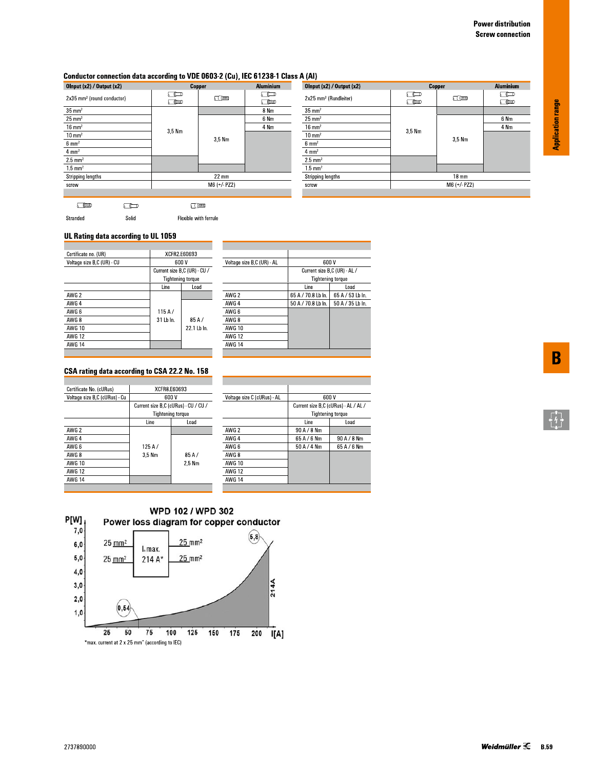## Conductor connection data according to VDE 0603-2 (Cu), IEC 61238-1 Class A (Al)

| OInput (x2) / Output (x2) | Copper | | Aluminium |
|---|---|---|---|
| 2x35 mm² (round conductor) | Solid / Stranded | Flexible with ferrule | Solid / Stranded |
| 35 mm² | 3,5 Nm | | 8 Nm |
| 25 mm² | 3,5 Nm | 3,5 Nm | 6 Nm |
| 16 mm² | 3,5 Nm | 3,5 Nm | 4 Nm |
| 10 mm² | 3,5 Nm | 3,5 Nm | |
| 6 mm² | 3,5 Nm | 3,5 Nm | |
| 4 mm² | 3,5 Nm | 3,5 Nm | |
| 2.5 mm² | | 3,5 Nm | |
| 1.5 mm² | | | |
| Stripping lengths | 22 mm | | |
| screw | M6 (+/- PZ2) | | |

| OInput (x2) / Output (x2) | Copper | | Aluminium |
|---|---|---|---|
| 2x25 mm² (Rundleiter) | Solid / Stranded | Flexible with ferrule | Solid / Stranded |
| 35 mm² | 3,5 Nm | | |
| 25 mm² | 3,5 Nm | 3,5 Nm | 6 Nm |
| 16 mm² | 3,5 Nm | 3,5 Nm | 4 Nm |
| 10 mm² | 3,5 Nm | 3,5 Nm | |
| 6 mm² | 3,5 Nm | 3,5 Nm | |
| 4 mm² | 3,5 Nm | 3,5 Nm | |
| 2.5 mm² | | 3,5 Nm | |
| 1.5 mm² | | | |
| Stripping lengths | 18 mm | | |
| screw | M6 (+/- PZ2) | | |

Stranded    Solid    Flexible with ferrule

## UL Rating data according to UL 1059

| | | |
|---|---|---|
| Certificate no. (UR) | XCFR2.E60693 | |
| Voltage size B,C (UR) - CU | 600 V | |
| | Current size B,C (UR) - CU / Tightening torque | |
| | Line | Load |
| AWG 2 | 115 A / 31 Lb In. | |
| AWG 4 | 115 A / 31 Lb In. | 85 A / 22.1 Lb In. |
| AWG 6 | 115 A / 31 Lb In. | 85 A / 22.1 Lb In. |
| AWG 8 | 115 A / 31 Lb In. | 85 A / 22.1 Lb In. |
| AWG 10 | 115 A / 31 Lb In. | 85 A / 22.1 Lb In. |
| AWG 12 | 115 A / 31 Lb In. | 85 A / 22.1 Lb In. |
| AWG 14 | | 85 A / 22.1 Lb In. |

| | | |
|---|---|---|
| Voltage size B,C (UR) - AL | 600 V | |
| | Current size B,C (UR) - AL / Tightening torque | |
| | Line | Load |
| AWG 2 | 65 A / 70.8 Lb In. | 65 A / 53 Lb In. |
| AWG 4 | 50 A / 70.8 Lb In. | 50 A / 35 Lb In. |
| AWG 6 | | |
| AWG 8 | | |
| AWG 10 | | |
| AWG 12 | | |
| AWG 14 | | |

## CSA rating data according to CSA 22.2 No. 158

| | | |
|---|---|---|
| Certificate No. (cURus) | XCFR8.E60693 | |
| Voltage size B,C (cURus) - Cu | 600 V | |
| | Current size B,C (cURus) - CU / CU / Tightening torque | |
| | Line | Load |
| AWG 2 | 125 A / 3,5 Nm | |
| AWG 4 | 125 A / 3,5 Nm | 85 A / 2,5 Nm |
| AWG 6 | 125 A / 3,5 Nm | 85 A / 2,5 Nm |
| AWG 8 | 125 A / 3,5 Nm | 85 A / 2,5 Nm |
| AWG 10 | 125 A / 3,5 Nm | 85 A / 2,5 Nm |
| AWG 12 | 125 A / 3,5 Nm | 85 A / 2,5 Nm |
| AWG 14 | | 85 A / 2,5 Nm |

| | | |
|---|---|---|
| Voltage size C (cURus) - AL | 600 V | |
| | Current size B,C (cURus) - AL / AL / Tightening torque | |
| | Line | Load |
| AWG 2 | 90 A / 8 Nm | |
| AWG 4 | 65 A / 6 Nm | 90 A / 8 Nm |
| AWG 6 | 50 A / 4 Nm | 65 A / 6 Nm |
| AWG 8 | | |
| AWG 10 | | |
| AWG 12 | | |
| AWG 14 | | |

**WPD 102 / WPD 302**
**Power loss diagram for copper conductor**

P[W]
7,0
6,0
5,0
4,0
3,0
2,0
1,0

25 mm²    25 mm²
25 mm²    25 mm²
$I_n$ max.
214 A*

5,8
0,54
214A

25 50 75 100 125 150 175 200 I[A]

*max. current at 2 x 25 mm² (according to IEC)

2737890000